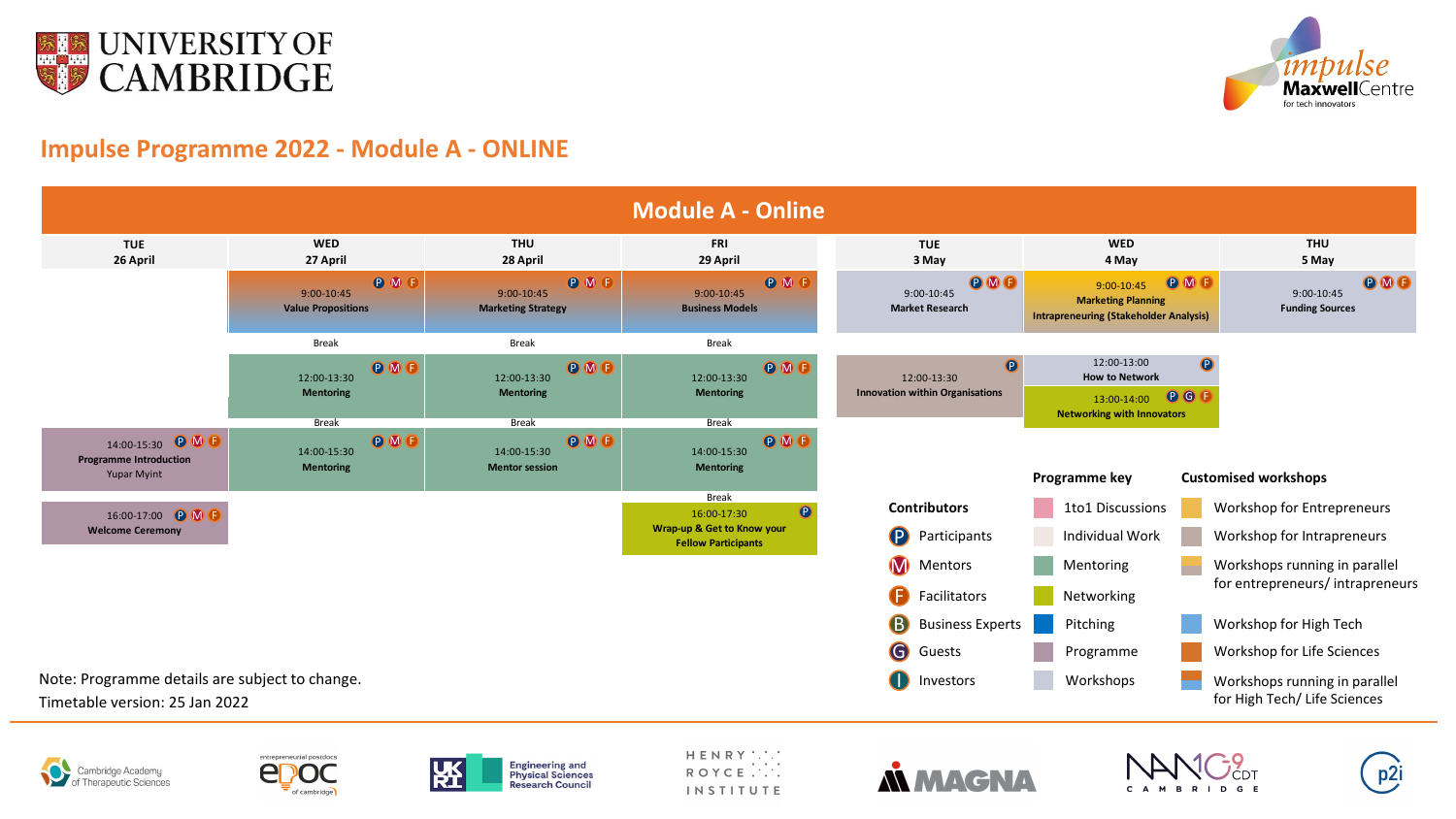UNIVERSITY OF CAMBRIDGE

impulse Maxwell Centre for tech innovators

## Impulse Programme 2022 - Module A - ONLINE

### Module A - Online

| TUE 26 April | WED 27 April | THU 28 April | FRI 29 April | TUE 3 May | WED 4 May | THU 5 May |
|---|---|---|---|---|---|---|
| | 9:00-10:45 **Value Propositions** (P M F) | 9:00-10:45 **Marketing Strategy** (P M F) | 9:00-10:45 **Business Models** (P M F) | 9:00-10:45 **Market Research** (P M F) | 9:00-10:45 **Marketing Planning** **Intrapreneuring (Stakeholder Analysis)** (P M F) | 9:00-10:45 **Funding Sources** (P M F) |
| | Break | Break | Break | | | |
| | 12:00-13:30 **Mentoring** (P M F) | 12:00-13:30 **Mentoring** (P M F) | 12:00-13:30 **Mentoring** (P M F) | 12:00-13:30 **Innovation within Organisations** (P) | 12:00-13:00 **How to Network** (P); 13:00-14:00 **Networking with Innovators** (P G F) | |
| | Break | Break | Break | | | |
| 14:00-15:30 **Programme Introduction** Yupar Myint (P M F) | 14:00-15:30 **Mentoring** (P M F) | 14:00-15:30 **Mentor session** (P M F) | 14:00-15:30 **Mentoring** (P M F) | | | |
| | | | Break | | | |
| 16:00-17:00 **Welcome Ceremony** (P M F) | | | 16:00-17:30 **Wrap-up & Get to Know your Fellow Participants** (P) | | | |

**Contributors**

- P — Participants
- M — Mentors
- F — Facilitators
- B — Business Experts
- G — Guests
- I — Investors

**Programme key**

- 1to1 Discussions
- Individual Work
- Mentoring
- Networking
- Pitching
- Programme
- Workshops

**Customised workshops**

- Workshop for Entrepreneurs
- Workshop for Intrapreneurs
- Workshops running in parallel for entrepreneurs/ intrapreneurs
- Workshop for High Tech
- Workshop for Life Sciences
- Workshops running in parallel for High Tech/ Life Sciences

Note: Programme details are subject to change.
Timetable version: 25 Jan 2022

Cambridge Academy of Therapeutic Sciences · entrepreneurial postdocs EPOC of cambridge · UKRI Engineering and Physical Sciences Research Council · HENRY ROYCE INSTITUTE · MAGNA · NANO CDT CAMBRIDGE · p2i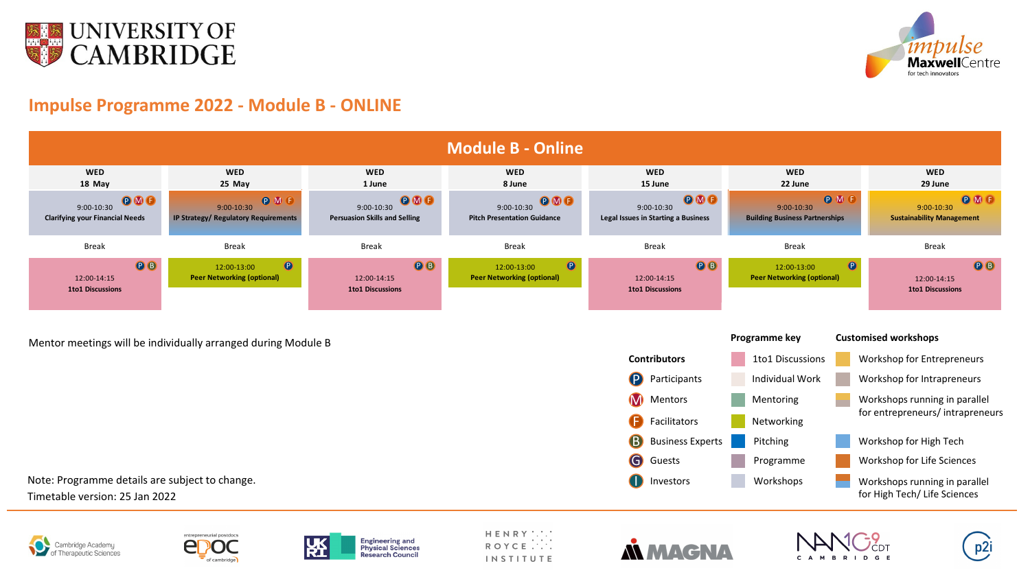# UNIVERSITY OF CAMBRIDGE

impulse MaxwellCentre for tech innovators

## Impulse Programme 2022 - Module B - ONLINE

| Module B - Online | | | | | | |
|---|---|---|---|---|---|---|
| WED 18 May | WED 25 May | WED 1 June | WED 8 June | WED 15 June | WED 22 June | WED 29 June |
| P M F 9:00-10:30 **Clarifying your Financial Needs** | P M F 9:00-10:30 **IP Strategy/ Regulatory Requirements** | P M F 9:00-10:30 **Persuasion Skills and Selling** | P M F 9:00-10:30 **Pitch Presentation Guidance** | P M F 9:00-10:30 **Legal Issues in Starting a Business** | P M F 9:00-10:30 **Building Business Partnerships** | P M F 9:00-10:30 **Sustainability Management** |
| Break | Break | Break | Break | Break | Break | Break |
| P B 12:00-14:15 **1to1 Discussions** | P 12:00-13:00 **Peer Networking (optional)** | P B 12:00-14:15 **1to1 Discussions** | P 12:00-13:00 **Peer Networking (optional)** | P B 12:00-14:15 **1to1 Discussions** | P 12:00-13:00 **Peer Networking (optional)** | P B 12:00-14:15 **1to1 Discussions** |

Mentor meetings will be individually arranged during Module B

**Contributors**

- P Participants
- M Mentors
- F Facilitators
- B Business Experts
- G Guests
- I Investors

**Programme key**

- 1to1 Discussions
- Individual Work
- Mentoring
- Networking
- Pitching
- Programme
- Workshops

**Customised workshops**

- Workshop for Entrepreneurs
- Workshop for Intrapreneurs
- Workshops running in parallel for entrepreneurs/ intrapreneurs
- Workshop for High Tech
- Workshop for Life Sciences
- Workshops running in parallel for High Tech/ Life Sciences

Note: Programme details are subject to change.

Timetable version: 25 Jan 2022

Cambridge Academy of Therapeutic Sciences | entrepreneurial postdocs EPOC of cambridge | UKRI Engineering and Physical Sciences Research Council | HENRY ROYCE INSTITUTE | MAGNA | NANO CDT CAMBRIDGE | p2i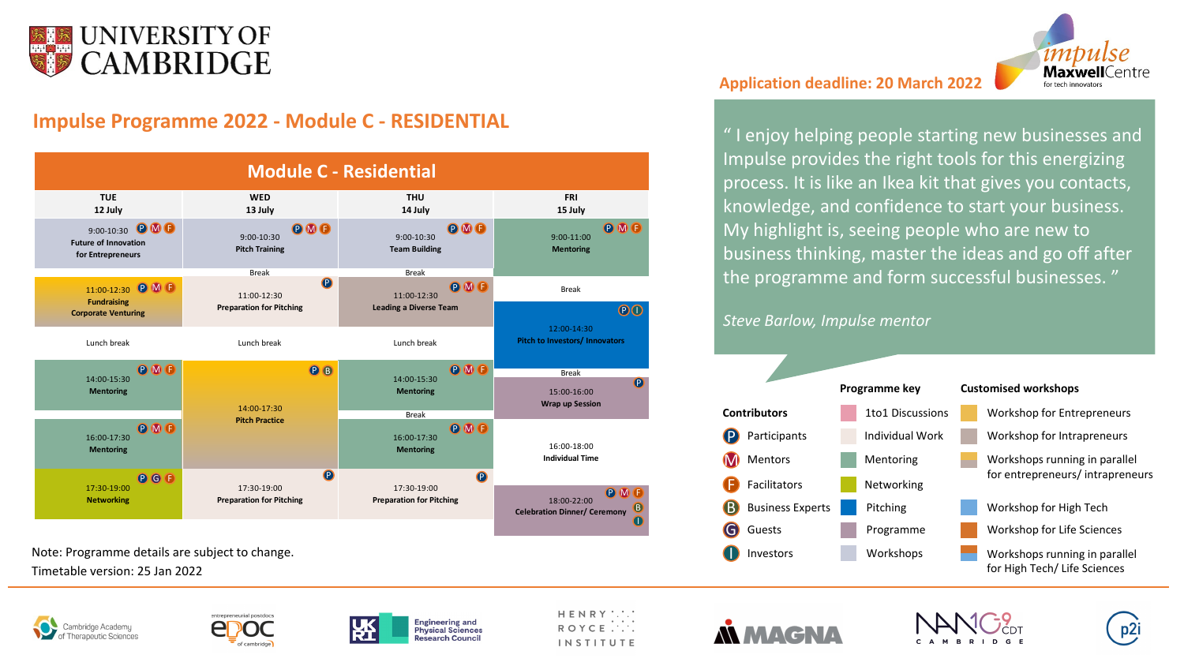# UNIVERSITY OF CAMBRIDGE

## Impulse Programme 2022 - Module C - RESIDENTIAL

**Application deadline: 20 March 2022**

### Module C - Residential

| TUE 12 July | WED 13 July | THU 14 July | FRI 15 July |
|---|---|---|---|
| 9:00-10:30 **Future of Innovation for Entrepreneurs** (P M F) | 9:00-10:30 **Pitch Training** (P M F) | 9:00-10:30 **Team Building** (P M F) | 9:00-11:00 **Mentoring** (P M F) |
| | Break | Break | Break |
| 11:00-12:30 **Fundraising Corporate Venturing** (P M F) | 11:00-12:30 **Preparation for Pitching** (P) | 11:00-12:30 **Leading a Diverse Team** (P M F) | 12:00-14:30 **Pitch to Investors/ Innovators** (P I) |
| Lunch break | Lunch break | Lunch break | |
| 14:00-15:30 **Mentoring** (P M F) | 14:00-17:30 **Pitch Practice** (P B) | 14:00-15:30 **Mentoring** (P M F) | Break |
| | | Break | 15:00-16:00 **Wrap up Session** (P) |
| 16:00-17:30 **Mentoring** (P M F) | | 16:00-17:30 **Mentoring** (P M F) | 16:00-18:00 **Individual Time** |
| 17:30-19:00 **Networking** (P G F) | 17:30-19:00 **Preparation for Pitching** (P) | 17:30-19:00 **Preparation for Pitching** (P) | 18:00-22:00 **Celebration Dinner/ Ceremony** (P M F B I) |

Note: Programme details are subject to change.
Timetable version: 25 Jan 2022

*" I enjoy helping people starting new businesses and Impulse provides the right tools for this energizing process. It is like an Ikea kit that gives you contacts, knowledge, and confidence to start your business. My highlight is, seeing people who are new to business thinking, master the ideas and go off after the programme and form successful businesses. "*

*Steve Barlow, Impulse mentor*

**Contributors**
- P Participants
- M Mentors
- F Facilitators
- B Business Experts
- G Guests
- I Investors

**Programme key**
- 1to1 Discussions
- Individual Work
- Mentoring
- Networking
- Pitching
- Programme
- Workshops

**Customised workshops**
- Workshop for Entrepreneurs
- Workshop for Intrapreneurs
- Workshops running in parallel for entrepreneurs/ intrapreneurs
- Workshop for High Tech
- Workshop for Life Sciences
- Workshops running in parallel for High Tech/ Life Sciences